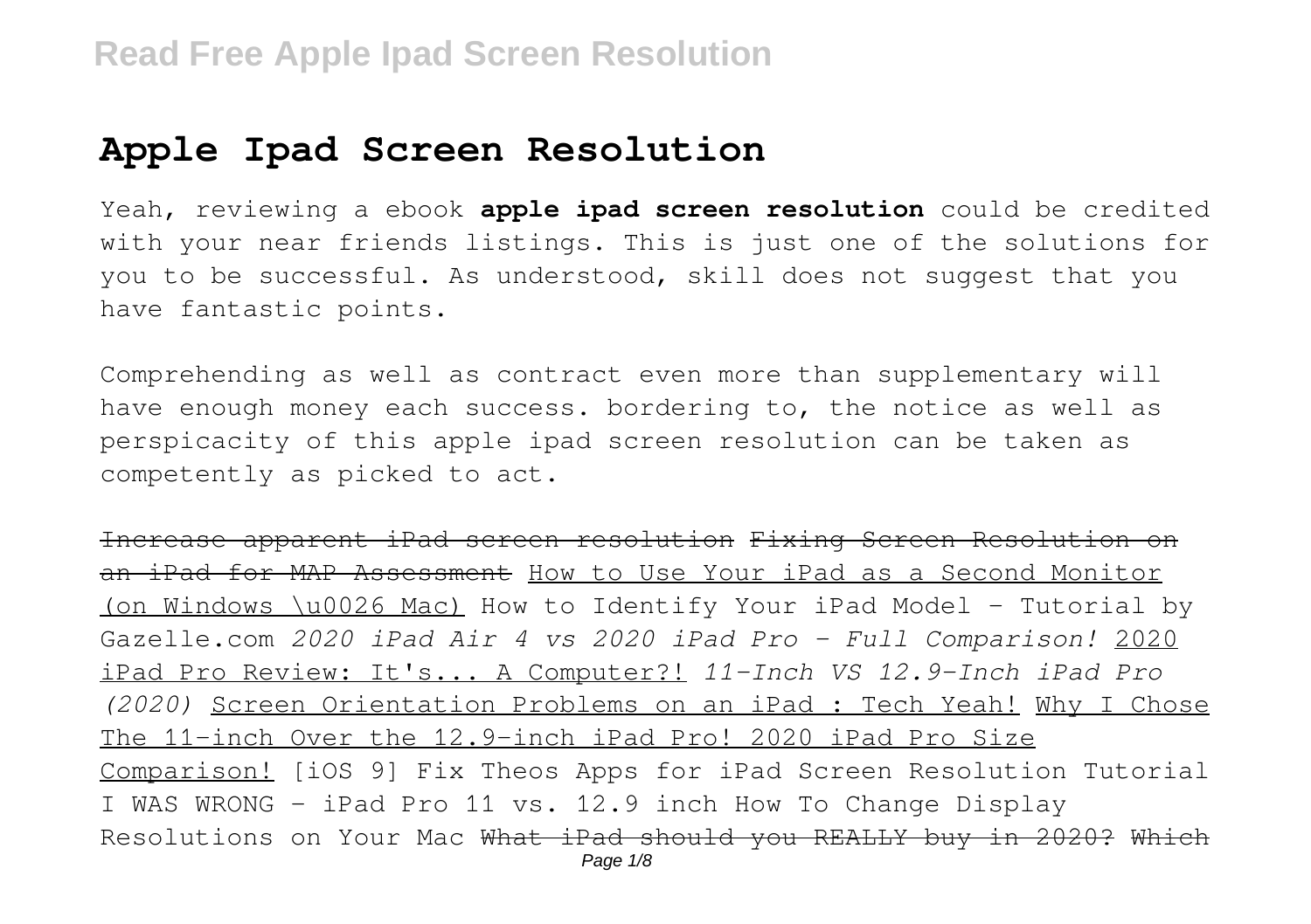# Apple Ipad Screen Resolution

Yeah, reviewing a ebook **apple ipad screen resolution** could be credited with your near friends listings. This is just one of the solutions for you to be successful. As understood, skill does not suggest that you have fantastic points.

Comprehending as well as contract even more than supplementary will have enough money each success. bordering to, the notice as well as perspicacity of this apple ipad screen resolution can be taken as competently as picked to act.

~~Increase apparent iPad screen resolution~~ ~~Fixing Screen Resolution on an iPad for MAP Assessment~~ How to Use Your iPad as a Second Monitor (on Windows \u0026 Mac) How to Identify Your iPad Model - Tutorial by Gazelle.com *2020 iPad Air 4 vs 2020 iPad Pro - Full Comparison!* 2020 iPad Pro Review: It's... A Computer?! *11-Inch VS 12.9-Inch iPad Pro (2020)* Screen Orientation Problems on an iPad : Tech Yeah! Why I Chose The 11-inch Over the 12.9-inch iPad Pro! 2020 iPad Pro Size Comparison! [iOS 9] Fix Theos Apps for iPad Screen Resolution Tutorial I WAS WRONG - iPad Pro 11 vs. 12.9 inch How To Change Display Resolutions on Your Mac ~~What iPad should you REALLY buy in 2020?~~ ~~Which~~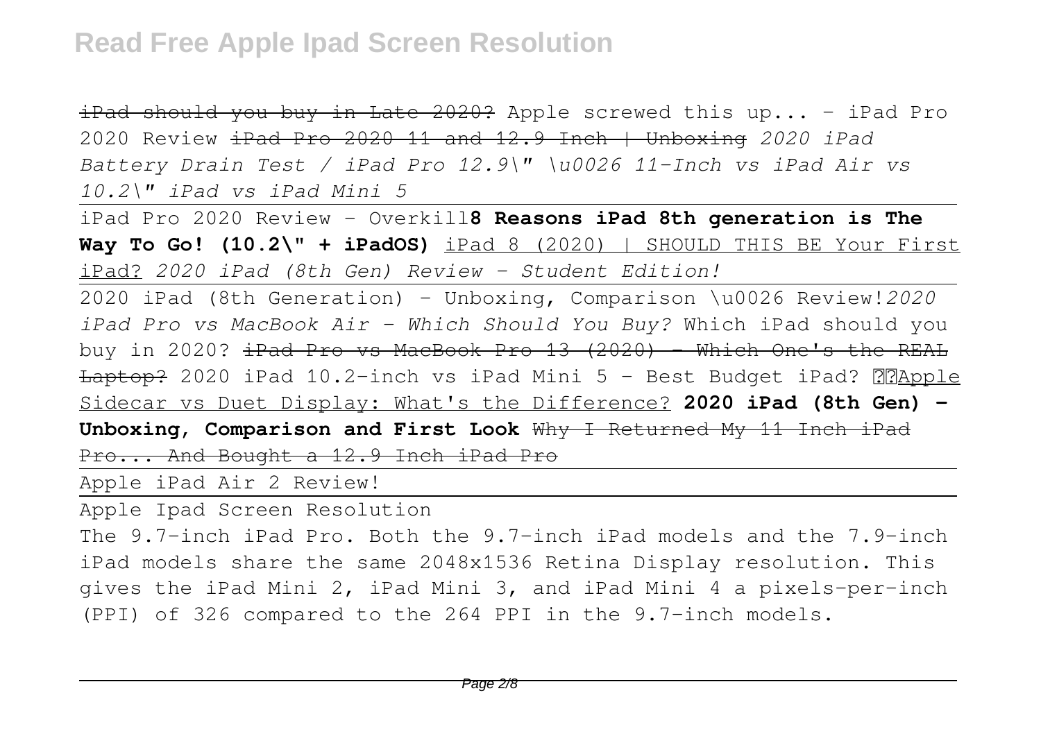~~iPad should you buy in Late 2020?~~ Apple screwed this up... - iPad Pro 2020 Review ~~iPad Pro 2020 11 and 12.9 Inch | Unboxing~~ *2020 iPad Battery Drain Test / iPad Pro 12.9\" \u0026 11-Inch vs iPad Air vs 10.2\" iPad vs iPad Mini 5*

iPad Pro 2020 Review - Overkill **8 Reasons iPad 8th generation is The Way To Go! (10.2\" + iPadOS)** iPad 8 (2020) | SHOULD THIS BE Your First iPad? *2020 iPad (8th Gen) Review - Student Edition!*

2020 iPad (8th Generation) - Unboxing, Comparison \u0026 Review! *2020 iPad Pro vs MacBook Air - Which Should You Buy?* Which iPad should you buy in 2020? ~~iPad Pro vs MacBook Pro 13 (2020) - Which One's the REAL Laptop?~~ 2020 iPad 10.2-inch vs iPad Mini 5 - Best Budget iPad? ??Apple Sidecar vs Duet Display: What's the Difference? **2020 iPad (8th Gen) - Unboxing, Comparison and First Look** ~~Why I Returned My 11 Inch iPad Pro... And Bought a 12.9 Inch iPad Pro~~

Apple iPad Air 2 Review!

Apple Ipad Screen Resolution

The 9.7-inch iPad Pro. Both the 9.7-inch iPad models and the 7.9-inch iPad models share the same 2048x1536 Retina Display resolution. This gives the iPad Mini 2, iPad Mini 3, and iPad Mini 4 a pixels-per-inch (PPI) of 326 compared to the 264 PPI in the 9.7-inch models.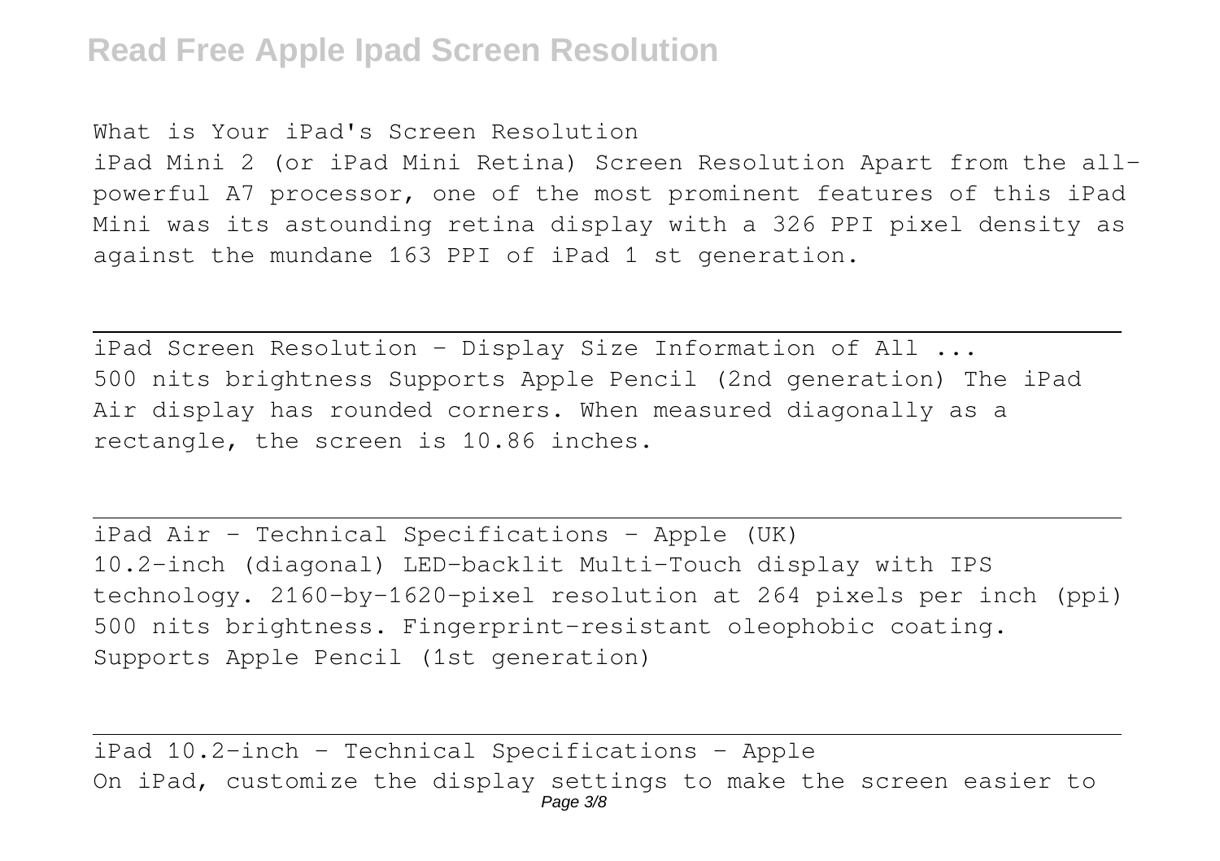What is Your iPad's Screen Resolution

iPad Mini 2 (or iPad Mini Retina) Screen Resolution Apart from the all-powerful A7 processor, one of the most prominent features of this iPad Mini was its astounding retina display with a 326 PPI pixel density as against the mundane 163 PPI of iPad 1 st generation.

---

iPad Screen Resolution - Display Size Information of All ...

500 nits brightness Supports Apple Pencil (2nd generation) The iPad Air display has rounded corners. When measured diagonally as a rectangle, the screen is 10.86 inches.

---

iPad Air - Technical Specifications - Apple (UK)

10.2-inch (diagonal) LED-backlit Multi-Touch display with IPS technology. 2160-by-1620-pixel resolution at 264 pixels per inch (ppi) 500 nits brightness. Fingerprint-resistant oleophobic coating. Supports Apple Pencil (1st generation)

---

iPad 10.2-inch - Technical Specifications - Apple

On iPad, customize the display settings to make the screen easier to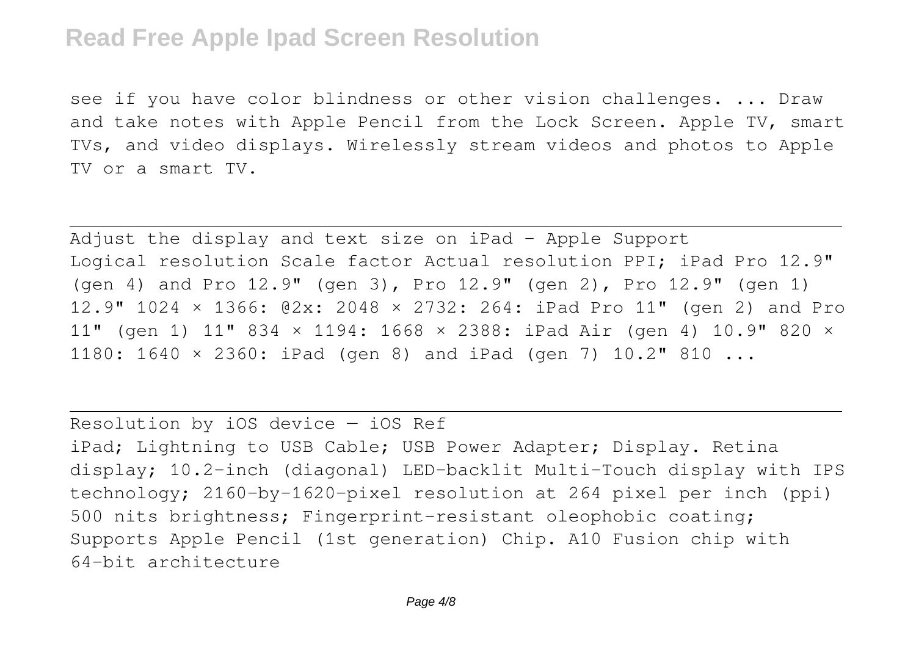see if you have color blindness or other vision challenges. ... Draw and take notes with Apple Pencil from the Lock Screen. Apple TV, smart TVs, and video displays. Wirelessly stream videos and photos to Apple TV or a smart TV.

---

Adjust the display and text size on iPad - Apple Support
Logical resolution Scale factor Actual resolution PPI; iPad Pro 12.9" (gen 4) and Pro 12.9" (gen 3), Pro 12.9" (gen 2), Pro 12.9" (gen 1) 12.9" 1024 × 1366: @2x: 2048 × 2732: 264: iPad Pro 11" (gen 2) and Pro 11" (gen 1) 11" 834 × 1194: 1668 × 2388: iPad Air (gen 4) 10.9" 820 × 1180: 1640 × 2360: iPad (gen 8) and iPad (gen 7) 10.2" 810 ...

---

Resolution by iOS device — iOS Ref
iPad; Lightning to USB Cable; USB Power Adapter; Display. Retina display; 10.2-inch (diagonal) LED-backlit Multi-Touch display with IPS technology; 2160-by-1620-pixel resolution at 264 pixel per inch (ppi) 500 nits brightness; Fingerprint-resistant oleophobic coating; Supports Apple Pencil (1st generation) Chip. A10 Fusion chip with 64-bit architecture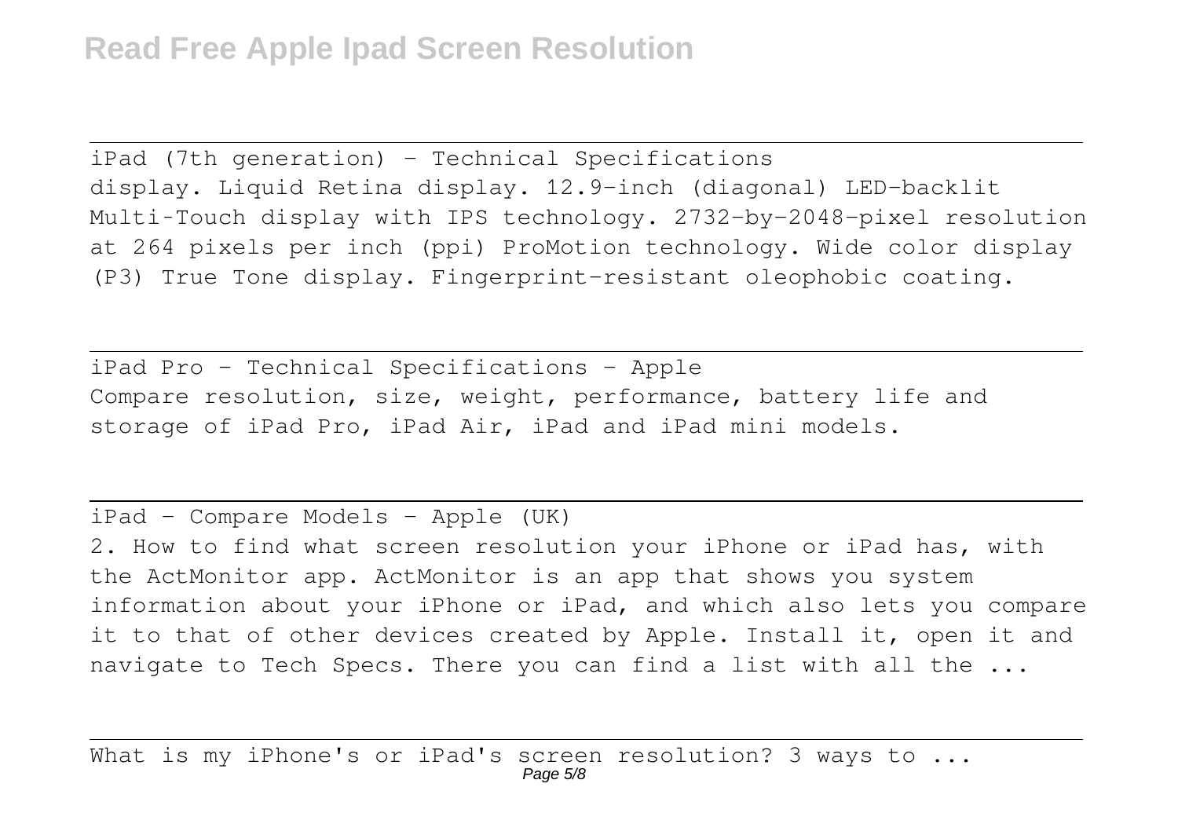iPad (7th generation) - Technical Specifications
display. Liquid Retina display. 12.9-inch (diagonal) LED-backlit Multi-Touch display with IPS technology. 2732-by-2048-pixel resolution at 264 pixels per inch (ppi) ProMotion technology. Wide color display (P3) True Tone display. Fingerprint-resistant oleophobic coating.

iPad Pro - Technical Specifications - Apple
Compare resolution, size, weight, performance, battery life and storage of iPad Pro, iPad Air, iPad and iPad mini models.

iPad - Compare Models - Apple (UK)
2. How to find what screen resolution your iPhone or iPad has, with the ActMonitor app. ActMonitor is an app that shows you system information about your iPhone or iPad, and which also lets you compare it to that of other devices created by Apple. Install it, open it and navigate to Tech Specs. There you can find a list with all the ...

What is my iPhone's or iPad's screen resolution? 3 ways to ...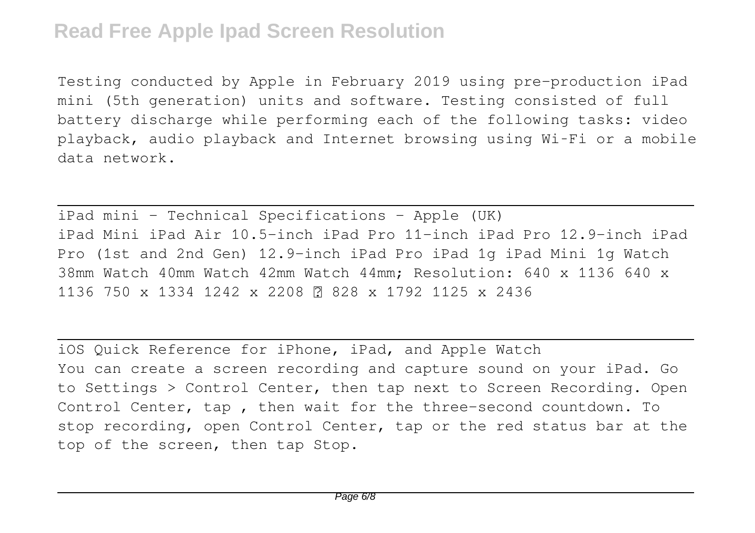Testing conducted by Apple in February 2019 using pre-production iPad mini (5th generation) units and software. Testing consisted of full battery discharge while performing each of the following tasks: video playback, audio playback and Internet browsing using Wi-Fi or a mobile data network.

---

iPad mini - Technical Specifications - Apple (UK)

iPad Mini iPad Air 10.5-inch iPad Pro 11-inch iPad Pro 12.9-inch iPad Pro (1st and 2nd Gen) 12.9-inch iPad Pro iPad 1g iPad Mini 1g Watch 38mm Watch 40mm Watch 42mm Watch 44mm; Resolution: 640 x 1136 640 x 1136 750 x 1334 1242 x 2208 ? 828 x 1792 1125 x 2436

---

iOS Quick Reference for iPhone, iPad, and Apple Watch

You can create a screen recording and capture sound on your iPad. Go to Settings > Control Center, then tap next to Screen Recording. Open Control Center, tap , then wait for the three-second countdown. To stop recording, open Control Center, tap or the red status bar at the top of the screen, then tap Stop.

---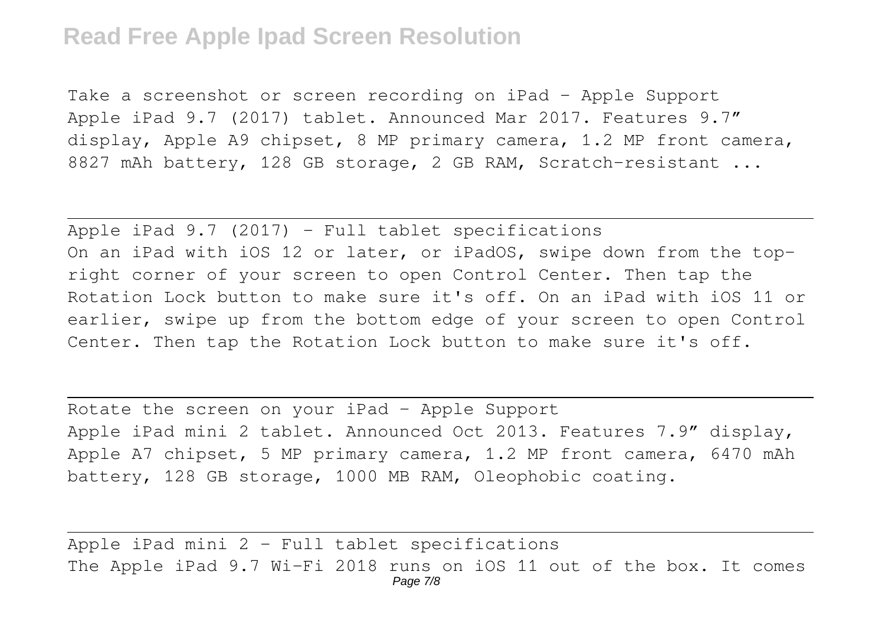Take a screenshot or screen recording on iPad - Apple Support
Apple iPad 9.7 (2017) tablet. Announced Mar 2017. Features 9.7″ display, Apple A9 chipset, 8 MP primary camera, 1.2 MP front camera, 8827 mAh battery, 128 GB storage, 2 GB RAM, Scratch-resistant ...

---

Apple iPad 9.7 (2017) - Full tablet specifications
On an iPad with iOS 12 or later, or iPadOS, swipe down from the top-right corner of your screen to open Control Center. Then tap the Rotation Lock button to make sure it's off. On an iPad with iOS 11 or earlier, swipe up from the bottom edge of your screen to open Control Center. Then tap the Rotation Lock button to make sure it's off.

---

Rotate the screen on your iPad - Apple Support
Apple iPad mini 2 tablet. Announced Oct 2013. Features 7.9″ display, Apple A7 chipset, 5 MP primary camera, 1.2 MP front camera, 6470 mAh battery, 128 GB storage, 1000 MB RAM, Oleophobic coating.

---

Apple iPad mini 2 - Full tablet specifications
The Apple iPad 9.7 Wi-Fi 2018 runs on iOS 11 out of the box. It comes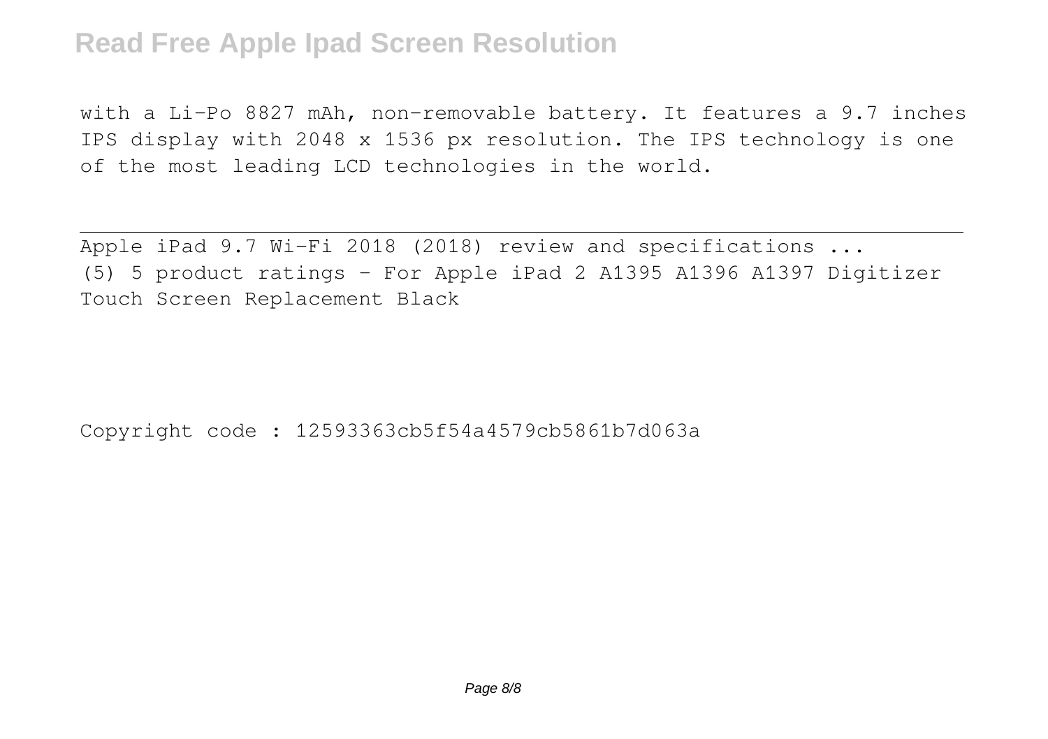with a Li-Po 8827 mAh, non-removable battery. It features a 9.7 inches IPS display with 2048 x 1536 px resolution. The IPS technology is one of the most leading LCD technologies in the world.

---

Apple iPad 9.7 Wi-Fi 2018 (2018) review and specifications ...
(5) 5 product ratings - For Apple iPad 2 A1395 A1396 A1397 Digitizer Touch Screen Replacement Black

Copyright code : 12593363cb5f54a4579cb5861b7d063a